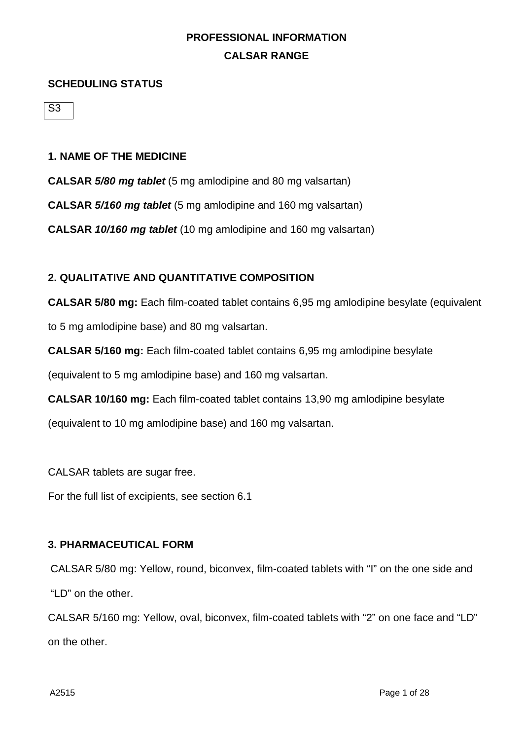# PROFESSIONAL INFORMATION

# CALSAR RANGE

## SCHEDULING STATUS

S3

## 1. NAME OF THE MEDICINE

**CALSAR *5/80 mg tablet*** (5 mg amlodipine and 80 mg valsartan)

**CALSAR *5/160 mg tablet*** (5 mg amlodipine and 160 mg valsartan)

**CALSAR *10/160 mg tablet*** (10 mg amlodipine and 160 mg valsartan)

## 2. QUALITATIVE AND QUANTITATIVE COMPOSITION

**CALSAR 5/80 mg:** Each film-coated tablet contains 6,95 mg amlodipine besylate (equivalent to 5 mg amlodipine base) and 80 mg valsartan.

**CALSAR 5/160 mg:** Each film-coated tablet contains 6,95 mg amlodipine besylate (equivalent to 5 mg amlodipine base) and 160 mg valsartan.

**CALSAR 10/160 mg:** Each film-coated tablet contains 13,90 mg amlodipine besylate (equivalent to 10 mg amlodipine base) and 160 mg valsartan.

CALSAR tablets are sugar free.

For the full list of excipients, see section 6.1

## 3. PHARMACEUTICAL FORM

CALSAR 5/80 mg: Yellow, round, biconvex, film-coated tablets with "I" on the one side and "LD" on the other.

CALSAR 5/160 mg: Yellow, oval, biconvex, film-coated tablets with "2" on one face and "LD" on the other.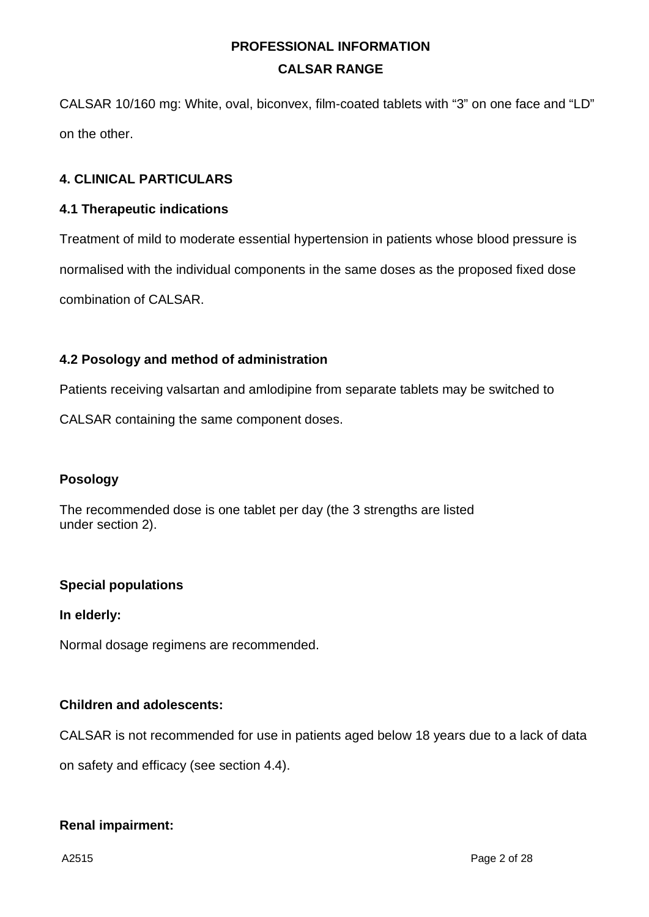CALSAR 10/160 mg: White, oval, biconvex, film-coated tablets with "3" on one face and "LD" on the other.

## 4. CLINICAL PARTICULARS

### 4.1 Therapeutic indications

Treatment of mild to moderate essential hypertension in patients whose blood pressure is normalised with the individual components in the same doses as the proposed fixed dose combination of CALSAR.

### 4.2 Posology and method of administration

Patients receiving valsartan and amlodipine from separate tablets may be switched to CALSAR containing the same component doses.

**Posology**

The recommended dose is one tablet per day (the 3 strengths are listed under section 2).

**Special populations**

**In elderly:**

Normal dosage regimens are recommended.

**Children and adolescents:**

CALSAR is not recommended for use in patients aged below 18 years due to a lack of data on safety and efficacy (see section 4.4).

**Renal impairment:**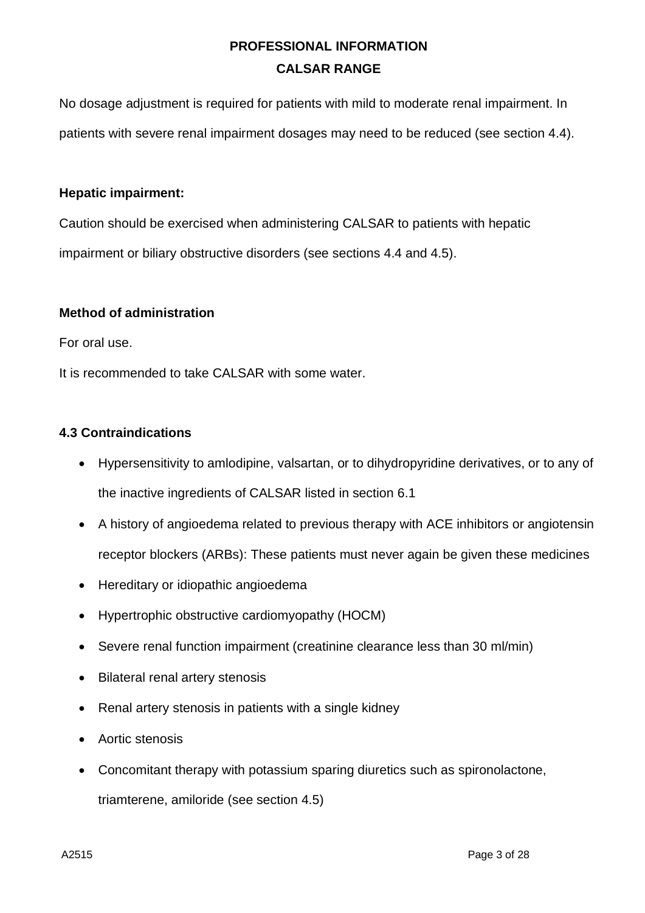No dosage adjustment is required for patients with mild to moderate renal impairment. In patients with severe renal impairment dosages may need to be reduced (see section 4.4).

**Hepatic impairment:**

Caution should be exercised when administering CALSAR to patients with hepatic impairment or biliary obstructive disorders (see sections 4.4 and 4.5).

**Method of administration**

For oral use.

It is recommended to take CALSAR with some water.

### 4.3 Contraindications

- Hypersensitivity to amlodipine, valsartan, or to dihydropyridine derivatives, or to any of the inactive ingredients of CALSAR listed in section 6.1
- A history of angioedema related to previous therapy with ACE inhibitors or angiotensin receptor blockers (ARBs): These patients must never again be given these medicines
- Hereditary or idiopathic angioedema
- Hypertrophic obstructive cardiomyopathy (HOCM)
- Severe renal function impairment (creatinine clearance less than 30 ml/min)
- Bilateral renal artery stenosis
- Renal artery stenosis in patients with a single kidney
- Aortic stenosis
- Concomitant therapy with potassium sparing diuretics such as spironolactone, triamterene, amiloride (see section 4.5)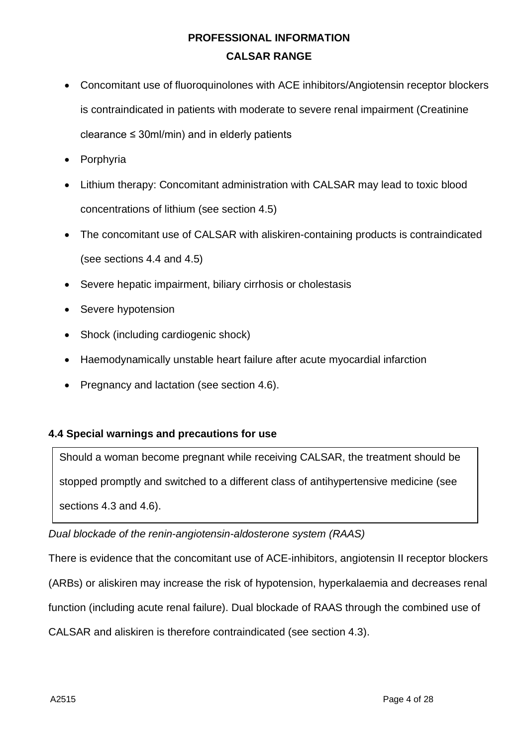- Concomitant use of fluoroquinolones with ACE inhibitors/Angiotensin receptor blockers is contraindicated in patients with moderate to severe renal impairment (Creatinine clearance ≤ 30ml/min) and in elderly patients
- Porphyria
- Lithium therapy: Concomitant administration with CALSAR may lead to toxic blood concentrations of lithium (see section 4.5)
- The concomitant use of CALSAR with aliskiren-containing products is contraindicated (see sections 4.4 and 4.5)
- Severe hepatic impairment, biliary cirrhosis or cholestasis
- Severe hypotension
- Shock (including cardiogenic shock)
- Haemodynamically unstable heart failure after acute myocardial infarction
- Pregnancy and lactation (see section 4.6).

**4.4 Special warnings and precautions for use**

Should a woman become pregnant while receiving CALSAR, the treatment should be stopped promptly and switched to a different class of antihypertensive medicine (see sections 4.3 and 4.6).

*Dual blockade of the renin-angiotensin-aldosterone system (RAAS)*

There is evidence that the concomitant use of ACE-inhibitors, angiotensin II receptor blockers (ARBs) or aliskiren may increase the risk of hypotension, hyperkalaemia and decreases renal function (including acute renal failure). Dual blockade of RAAS through the combined use of CALSAR and aliskiren is therefore contraindicated (see section 4.3).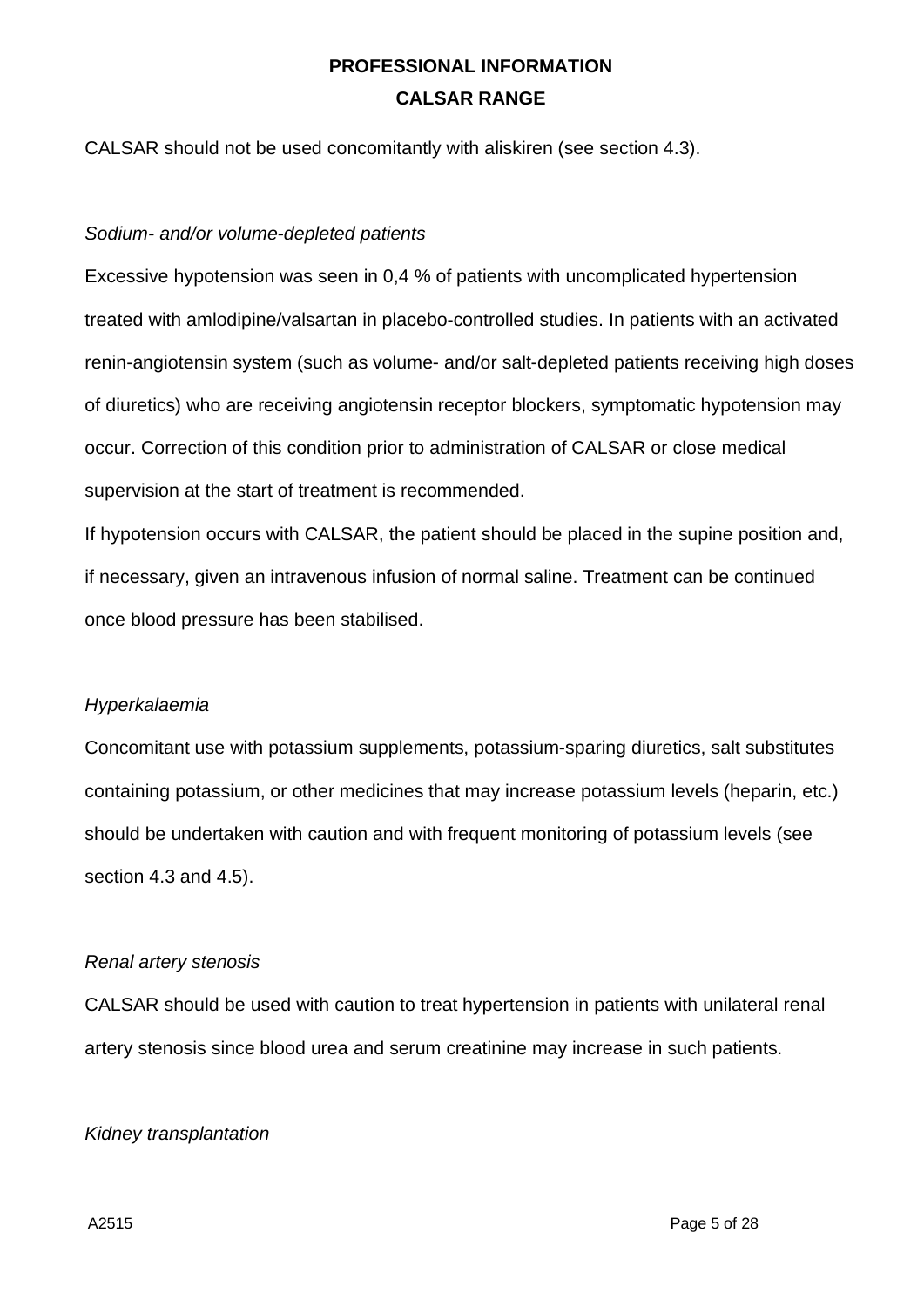CALSAR should not be used concomitantly with aliskiren (see section 4.3).

*Sodium- and/or volume-depleted patients*

Excessive hypotension was seen in 0,4 % of patients with uncomplicated hypertension treated with amlodipine/valsartan in placebo-controlled studies. In patients with an activated renin-angiotensin system (such as volume- and/or salt-depleted patients receiving high doses of diuretics) who are receiving angiotensin receptor blockers, symptomatic hypotension may occur. Correction of this condition prior to administration of CALSAR or close medical supervision at the start of treatment is recommended.

If hypotension occurs with CALSAR, the patient should be placed in the supine position and, if necessary, given an intravenous infusion of normal saline. Treatment can be continued once blood pressure has been stabilised.

*Hyperkalaemia*

Concomitant use with potassium supplements, potassium-sparing diuretics, salt substitutes containing potassium, or other medicines that may increase potassium levels (heparin, etc.) should be undertaken with caution and with frequent monitoring of potassium levels (see section 4.3 and 4.5).

*Renal artery stenosis*

CALSAR should be used with caution to treat hypertension in patients with unilateral renal artery stenosis since blood urea and serum creatinine may increase in such patients.

*Kidney transplantation*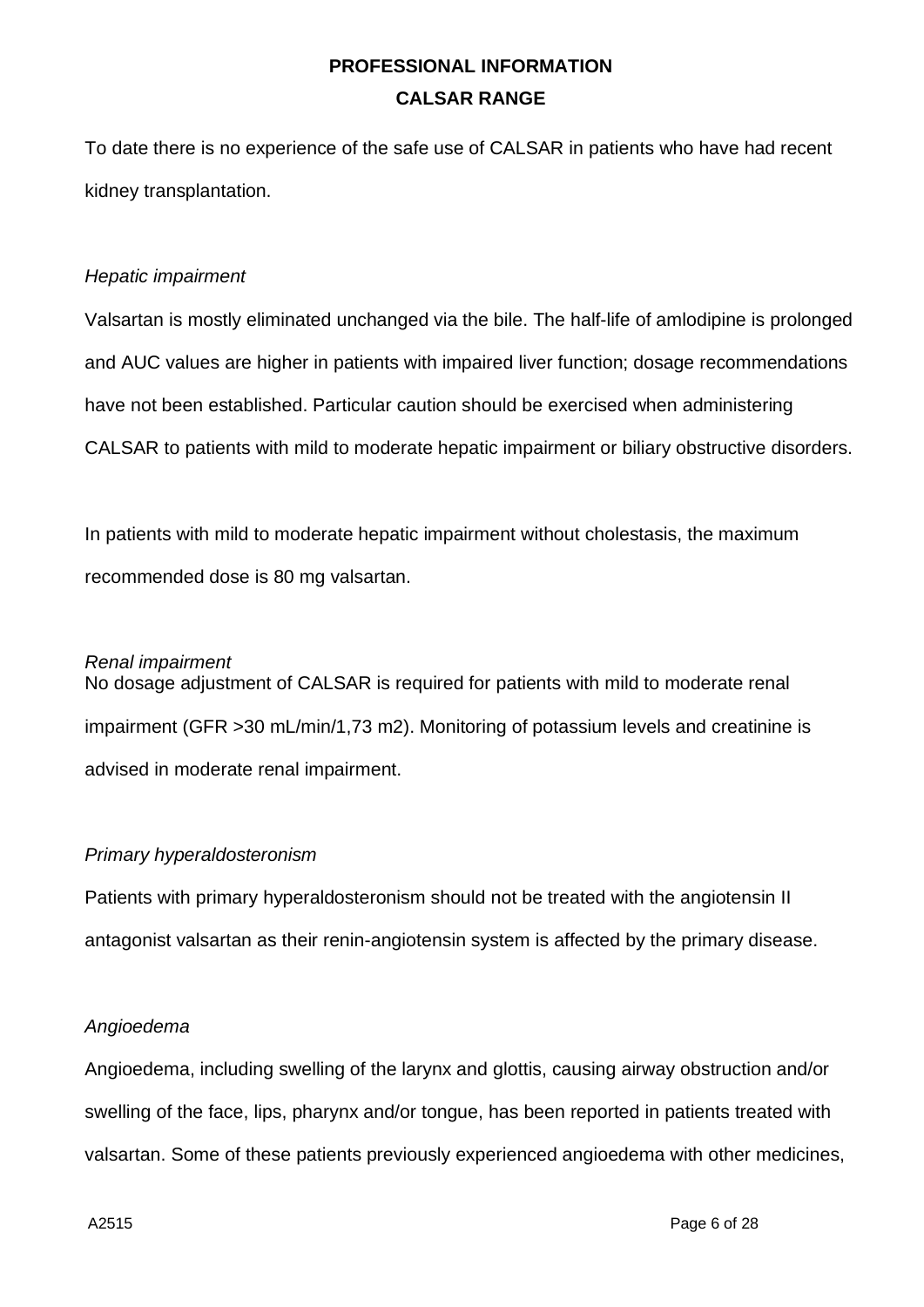To date there is no experience of the safe use of CALSAR in patients who have had recent kidney transplantation.

*Hepatic impairment*

Valsartan is mostly eliminated unchanged via the bile. The half-life of amlodipine is prolonged and AUC values are higher in patients with impaired liver function; dosage recommendations have not been established. Particular caution should be exercised when administering CALSAR to patients with mild to moderate hepatic impairment or biliary obstructive disorders.

In patients with mild to moderate hepatic impairment without cholestasis, the maximum recommended dose is 80 mg valsartan.

*Renal impairment*

No dosage adjustment of CALSAR is required for patients with mild to moderate renal impairment (GFR >30 mL/min/1,73 m2). Monitoring of potassium levels and creatinine is advised in moderate renal impairment.

*Primary hyperaldosteronism*

Patients with primary hyperaldosteronism should not be treated with the angiotensin II antagonist valsartan as their renin-angiotensin system is affected by the primary disease.

*Angioedema*

Angioedema, including swelling of the larynx and glottis, causing airway obstruction and/or swelling of the face, lips, pharynx and/or tongue, has been reported in patients treated with valsartan. Some of these patients previously experienced angioedema with other medicines,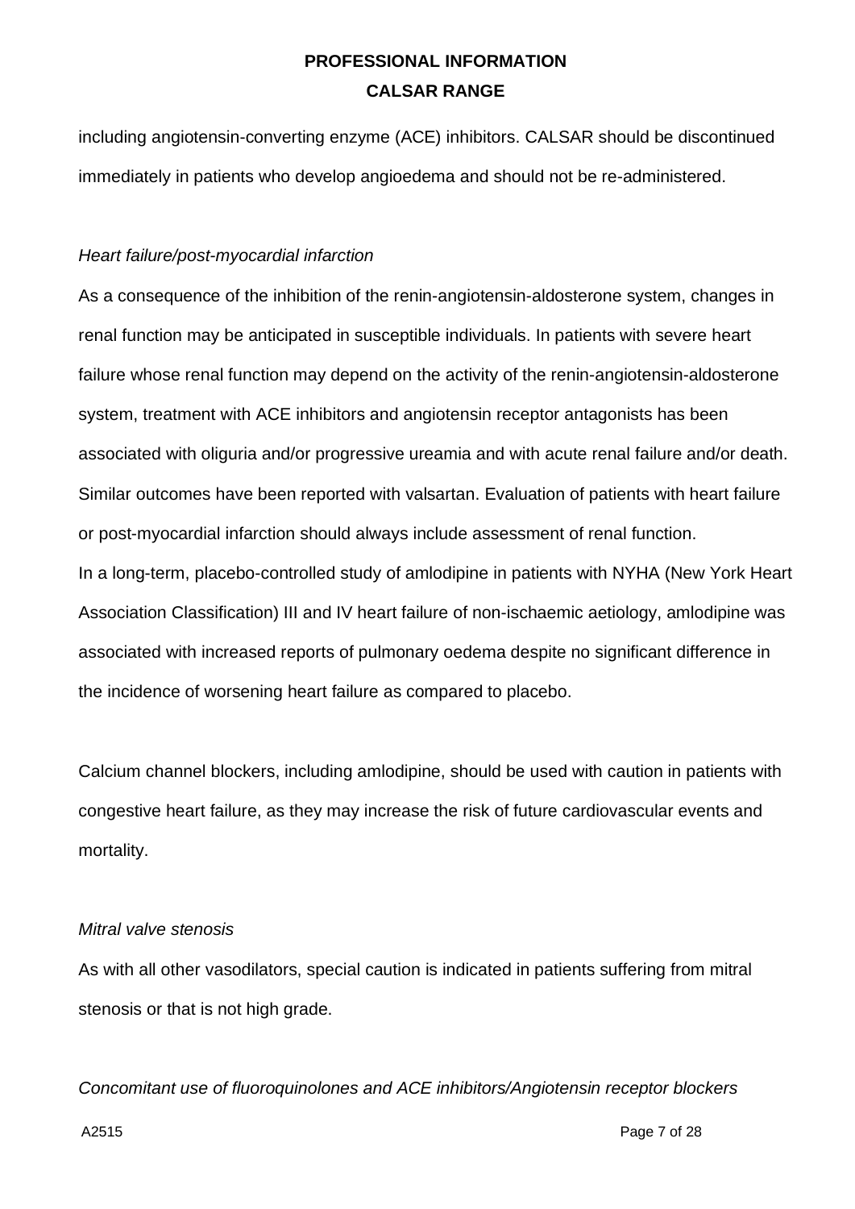including angiotensin-converting enzyme (ACE) inhibitors. CALSAR should be discontinued immediately in patients who develop angioedema and should not be re-administered.

*Heart failure/post-myocardial infarction*

As a consequence of the inhibition of the renin-angiotensin-aldosterone system, changes in renal function may be anticipated in susceptible individuals. In patients with severe heart failure whose renal function may depend on the activity of the renin-angiotensin-aldosterone system, treatment with ACE inhibitors and angiotensin receptor antagonists has been associated with oliguria and/or progressive ureamia and with acute renal failure and/or death. Similar outcomes have been reported with valsartan. Evaluation of patients with heart failure or post-myocardial infarction should always include assessment of renal function.
In a long-term, placebo-controlled study of amlodipine in patients with NYHA (New York Heart Association Classification) III and IV heart failure of non-ischaemic aetiology, amlodipine was associated with increased reports of pulmonary oedema despite no significant difference in the incidence of worsening heart failure as compared to placebo.

Calcium channel blockers, including amlodipine, should be used with caution in patients with congestive heart failure, as they may increase the risk of future cardiovascular events and mortality.

*Mitral valve stenosis*

As with all other vasodilators, special caution is indicated in patients suffering from mitral stenosis or that is not high grade.

*Concomitant use of fluoroquinolones and ACE inhibitors/Angiotensin receptor blockers*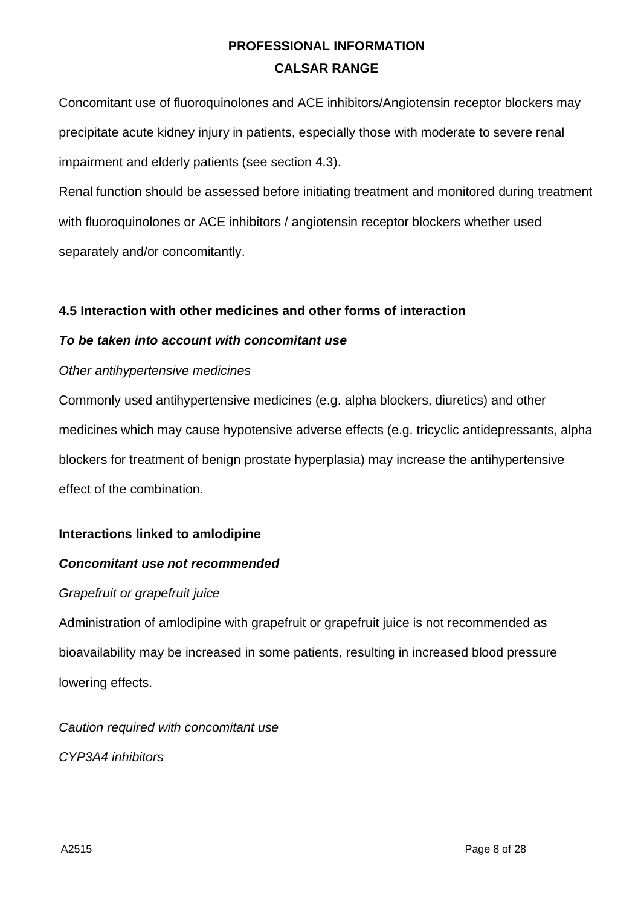Concomitant use of fluoroquinolones and ACE inhibitors/Angiotensin receptor blockers may precipitate acute kidney injury in patients, especially those with moderate to severe renal impairment and elderly patients (see section 4.3).

Renal function should be assessed before initiating treatment and monitored during treatment with fluoroquinolones or ACE inhibitors / angiotensin receptor blockers whether used separately and/or concomitantly.

### 4.5 Interaction with other medicines and other forms of interaction

***To be taken into account with concomitant use***

*Other antihypertensive medicines*

Commonly used antihypertensive medicines (e.g. alpha blockers, diuretics) and other medicines which may cause hypotensive adverse effects (e.g. tricyclic antidepressants, alpha blockers for treatment of benign prostate hyperplasia) may increase the antihypertensive effect of the combination.

**Interactions linked to amlodipine**

***Concomitant use not recommended***

*Grapefruit or grapefruit juice*

Administration of amlodipine with grapefruit or grapefruit juice is not recommended as bioavailability may be increased in some patients, resulting in increased blood pressure lowering effects.

*Caution required with concomitant use*

*CYP3A4 inhibitors*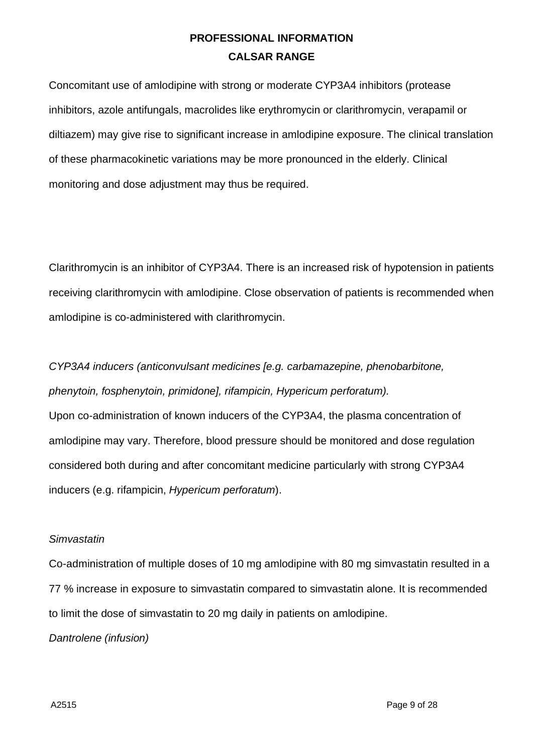Concomitant use of amlodipine with strong or moderate CYP3A4 inhibitors (protease inhibitors, azole antifungals, macrolides like erythromycin or clarithromycin, verapamil or diltiazem) may give rise to significant increase in amlodipine exposure. The clinical translation of these pharmacokinetic variations may be more pronounced in the elderly. Clinical monitoring and dose adjustment may thus be required.

Clarithromycin is an inhibitor of CYP3A4. There is an increased risk of hypotension in patients receiving clarithromycin with amlodipine. Close observation of patients is recommended when amlodipine is co-administered with clarithromycin.

*CYP3A4 inducers (anticonvulsant medicines [e.g. carbamazepine, phenobarbitone, phenytoin, fosphenytoin, primidone], rifampicin, Hypericum perforatum).*

Upon co-administration of known inducers of the CYP3A4, the plasma concentration of amlodipine may vary. Therefore, blood pressure should be monitored and dose regulation considered both during and after concomitant medicine particularly with strong CYP3A4 inducers (e.g. rifampicin, *Hypericum perforatum*).

*Simvastatin*

Co-administration of multiple doses of 10 mg amlodipine with 80 mg simvastatin resulted in a 77 % increase in exposure to simvastatin compared to simvastatin alone. It is recommended to limit the dose of simvastatin to 20 mg daily in patients on amlodipine.

*Dantrolene (infusion)*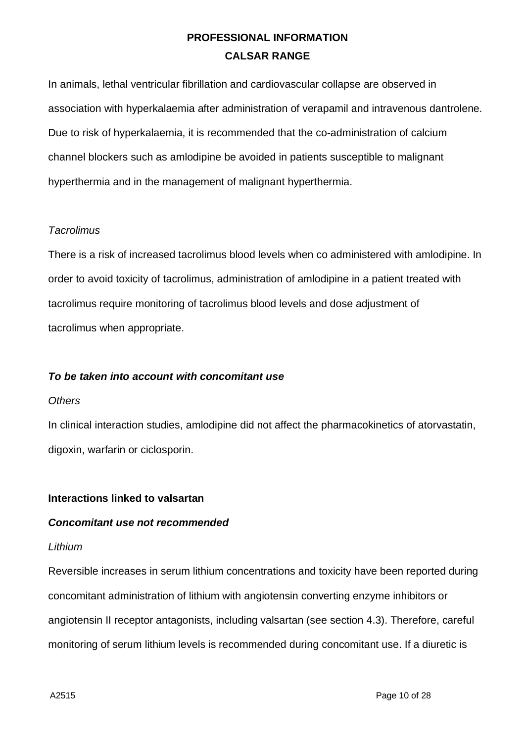In animals, lethal ventricular fibrillation and cardiovascular collapse are observed in association with hyperkalaemia after administration of verapamil and intravenous dantrolene. Due to risk of hyperkalaemia, it is recommended that the co-administration of calcium channel blockers such as amlodipine be avoided in patients susceptible to malignant hyperthermia and in the management of malignant hyperthermia.

*Tacrolimus*

There is a risk of increased tacrolimus blood levels when co administered with amlodipine. In order to avoid toxicity of tacrolimus, administration of amlodipine in a patient treated with tacrolimus require monitoring of tacrolimus blood levels and dose adjustment of tacrolimus when appropriate.

***To be taken into account with concomitant use***

*Others*

In clinical interaction studies, amlodipine did not affect the pharmacokinetics of atorvastatin, digoxin, warfarin or ciclosporin.

**Interactions linked to valsartan**

***Concomitant use not recommended***

*Lithium*

Reversible increases in serum lithium concentrations and toxicity have been reported during concomitant administration of lithium with angiotensin converting enzyme inhibitors or angiotensin II receptor antagonists, including valsartan (see section 4.3). Therefore, careful monitoring of serum lithium levels is recommended during concomitant use. If a diuretic is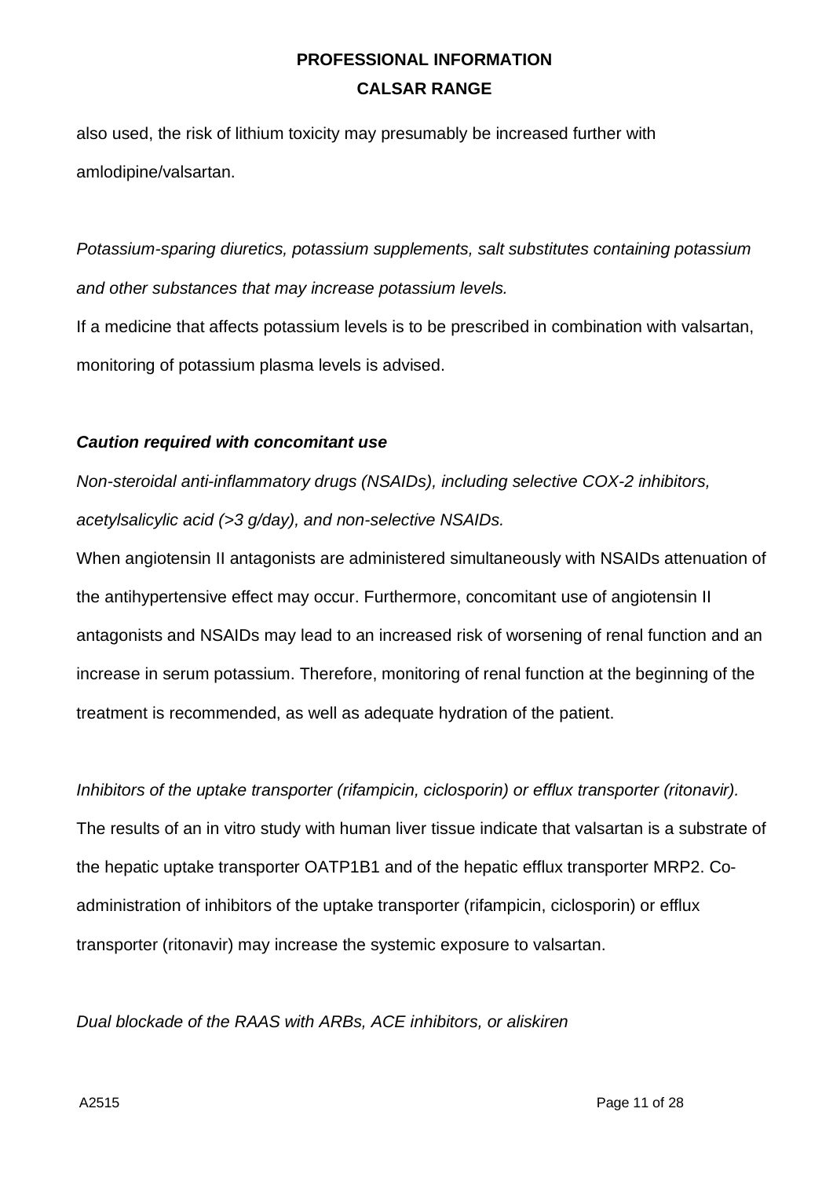also used, the risk of lithium toxicity may presumably be increased further with amlodipine/valsartan.

*Potassium-sparing diuretics, potassium supplements, salt substitutes containing potassium and other substances that may increase potassium levels.*

If a medicine that affects potassium levels is to be prescribed in combination with valsartan, monitoring of potassium plasma levels is advised.

***Caution required with concomitant use***

*Non-steroidal anti-inflammatory drugs (NSAIDs), including selective COX-2 inhibitors, acetylsalicylic acid (>3 g/day), and non-selective NSAIDs.*

When angiotensin II antagonists are administered simultaneously with NSAIDs attenuation of the antihypertensive effect may occur. Furthermore, concomitant use of angiotensin II antagonists and NSAIDs may lead to an increased risk of worsening of renal function and an increase in serum potassium. Therefore, monitoring of renal function at the beginning of the treatment is recommended, as well as adequate hydration of the patient.

*Inhibitors of the uptake transporter (rifampicin, ciclosporin) or efflux transporter (ritonavir).*

The results of an in vitro study with human liver tissue indicate that valsartan is a substrate of the hepatic uptake transporter OATP1B1 and of the hepatic efflux transporter MRP2. Co-administration of inhibitors of the uptake transporter (rifampicin, ciclosporin) or efflux transporter (ritonavir) may increase the systemic exposure to valsartan.

*Dual blockade of the RAAS with ARBs, ACE inhibitors, or aliskiren*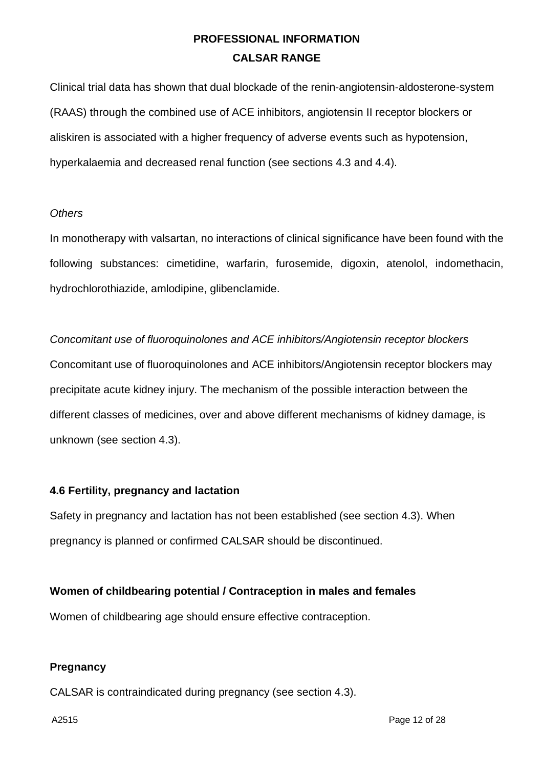Clinical trial data has shown that dual blockade of the renin-angiotensin-aldosterone-system (RAAS) through the combined use of ACE inhibitors, angiotensin II receptor blockers or aliskiren is associated with a higher frequency of adverse events such as hypotension, hyperkalaemia and decreased renal function (see sections 4.3 and 4.4).

*Others*

In monotherapy with valsartan, no interactions of clinical significance have been found with the following substances: cimetidine, warfarin, furosemide, digoxin, atenolol, indomethacin, hydrochlorothiazide, amlodipine, glibenclamide.

*Concomitant use of fluoroquinolones and ACE inhibitors/Angiotensin receptor blockers*

Concomitant use of fluoroquinolones and ACE inhibitors/Angiotensin receptor blockers may precipitate acute kidney injury. The mechanism of the possible interaction between the different classes of medicines, over and above different mechanisms of kidney damage, is unknown (see section 4.3).

### 4.6 Fertility, pregnancy and lactation

Safety in pregnancy and lactation has not been established (see section 4.3). When pregnancy is planned or confirmed CALSAR should be discontinued.

**Women of childbearing potential / Contraception in males and females**

Women of childbearing age should ensure effective contraception.

**Pregnancy**

CALSAR is contraindicated during pregnancy (see section 4.3).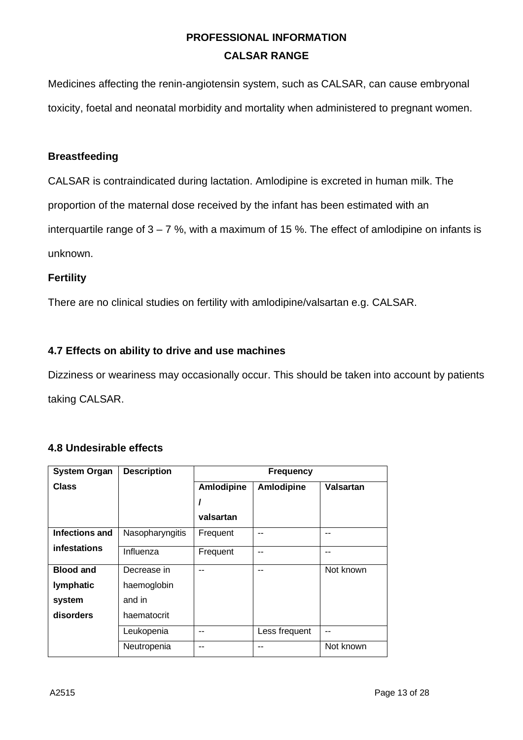Medicines affecting the renin-angiotensin system, such as CALSAR, can cause embryonal toxicity, foetal and neonatal morbidity and mortality when administered to pregnant women.

**Breastfeeding**

CALSAR is contraindicated during lactation. Amlodipine is excreted in human milk. The proportion of the maternal dose received by the infant has been estimated with an interquartile range of 3 – 7 %, with a maximum of 15 %. The effect of amlodipine on infants is unknown.

**Fertility**

There are no clinical studies on fertility with amlodipine/valsartan e.g. CALSAR.

### 4.7 Effects on ability to drive and use machines

Dizziness or weariness may occasionally occur. This should be taken into account by patients taking CALSAR.

### 4.8 Undesirable effects

| System Organ Class | Description | Frequency | | |
|---|---|---|---|---|
| | | **Amlodipine / valsartan** | **Amlodipine** | **Valsartan** |
| **Infections and infestations** | Nasopharyngitis | Frequent | -- | -- |
| | Influenza | Frequent | -- | -- |
| **Blood and lymphatic system disorders** | Decrease in haemoglobin and in haematocrit | -- | -- | Not known |
| | Leukopenia | -- | Less frequent | -- |
| | Neutropenia | -- | -- | Not known |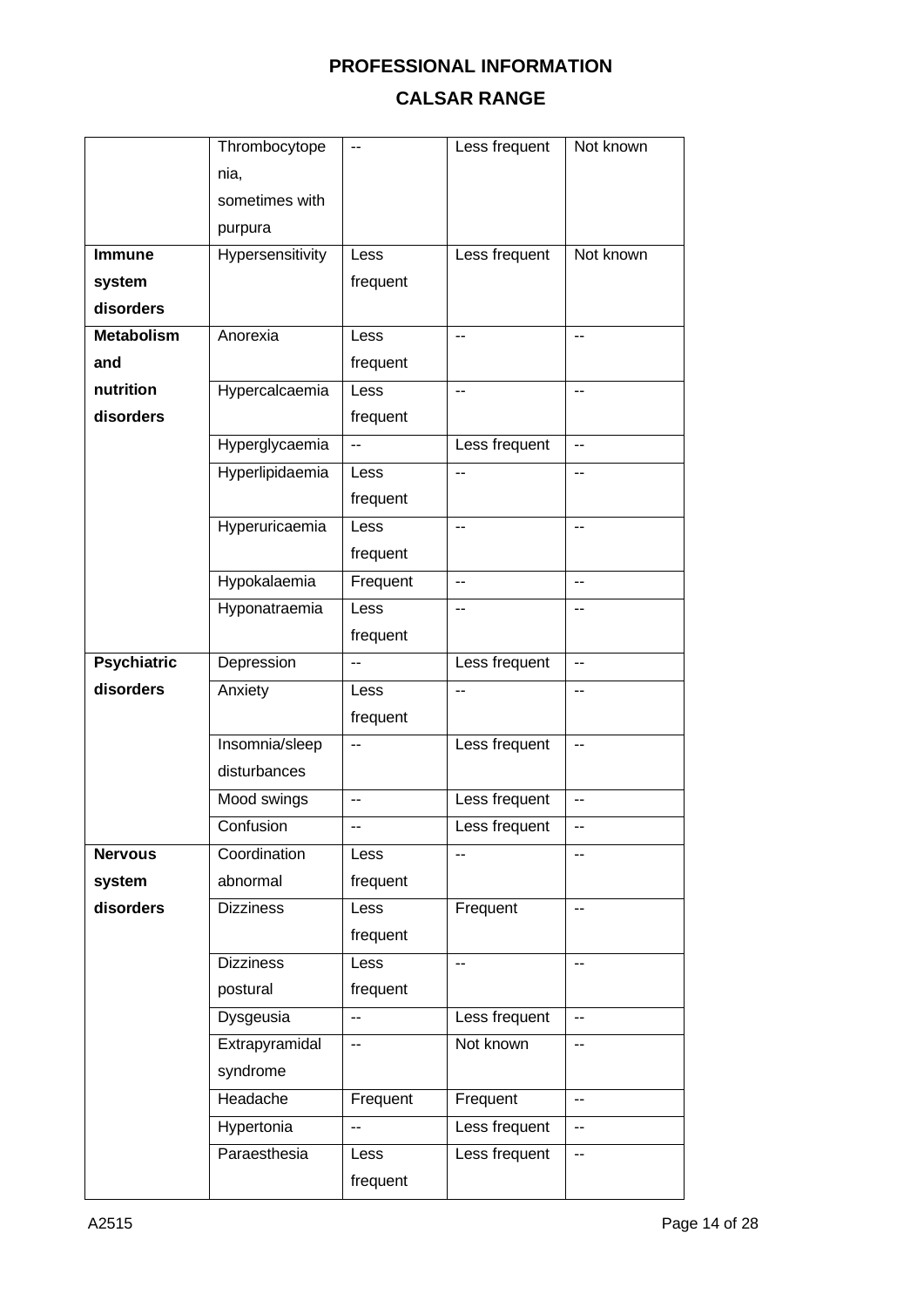| | | | | |
|---|---|---|---|---|
| | Thrombocytopenia, sometimes with purpura | -- | Less frequent | Not known |
| **Immune system disorders** | Hypersensitivity | Less frequent | Less frequent | Not known |
| **Metabolism and nutrition disorders** | Anorexia | Less frequent | -- | -- |
| | Hypercalcaemia | Less frequent | -- | -- |
| | Hyperglycaemia | -- | Less frequent | -- |
| | Hyperlipidaemia | Less frequent | -- | -- |
| | Hyperuricaemia | Less frequent | -- | -- |
| | Hypokalaemia | Frequent | -- | -- |
| | Hyponatraemia | Less frequent | -- | -- |
| **Psychiatric disorders** | Depression | -- | Less frequent | -- |
| | Anxiety | Less frequent | -- | -- |
| | Insomnia/sleep disturbances | -- | Less frequent | -- |
| | Mood swings | -- | Less frequent | -- |
| | Confusion | -- | Less frequent | -- |
| **Nervous system disorders** | Coordination abnormal | Less frequent | -- | -- |
| | Dizziness | Less frequent | Frequent | -- |
| | Dizziness postural | Less frequent | -- | -- |
| | Dysgeusia | -- | Less frequent | -- |
| | Extrapyramidal syndrome | -- | Not known | -- |
| | Headache | Frequent | Frequent | -- |
| | Hypertonia | -- | Less frequent | -- |
| | Paraesthesia | Less frequent | Less frequent | -- |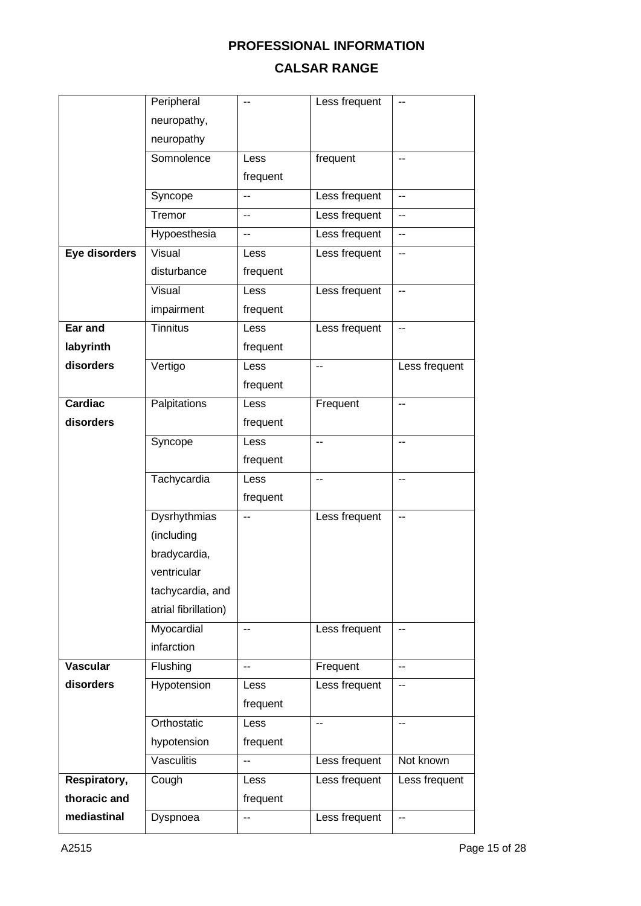| | | | | |
|---|---|---|---|---|
| | Peripheral neuropathy, neuropathy | -- | Less frequent | -- |
| | Somnolence | Less frequent | frequent | -- |
| | Syncope | -- | Less frequent | -- |
| | Tremor | -- | Less frequent | -- |
| | Hypoesthesia | -- | Less frequent | -- |
| **Eye disorders** | Visual disturbance | Less frequent | Less frequent | -- |
| | Visual impairment | Less frequent | Less frequent | -- |
| **Ear and labyrinth disorders** | Tinnitus | Less frequent | Less frequent | -- |
| | Vertigo | Less frequent | -- | Less frequent |
| **Cardiac disorders** | Palpitations | Less frequent | Frequent | -- |
| | Syncope | Less frequent | -- | -- |
| | Tachycardia | Less frequent | -- | -- |
| | Dysrhythmias (including bradycardia, ventricular tachycardia, and atrial fibrillation) | -- | Less frequent | -- |
| | Myocardial infarction | -- | Less frequent | -- |
| **Vascular disorders** | Flushing | -- | Frequent | -- |
| | Hypotension | Less frequent | Less frequent | -- |
| | Orthostatic hypotension | Less frequent | -- | -- |
| | Vasculitis | -- | Less frequent | Not known |
| **Respiratory, thoracic and mediastinal** | Cough | Less frequent | Less frequent | Less frequent |
| | Dyspnoea | -- | Less frequent | -- |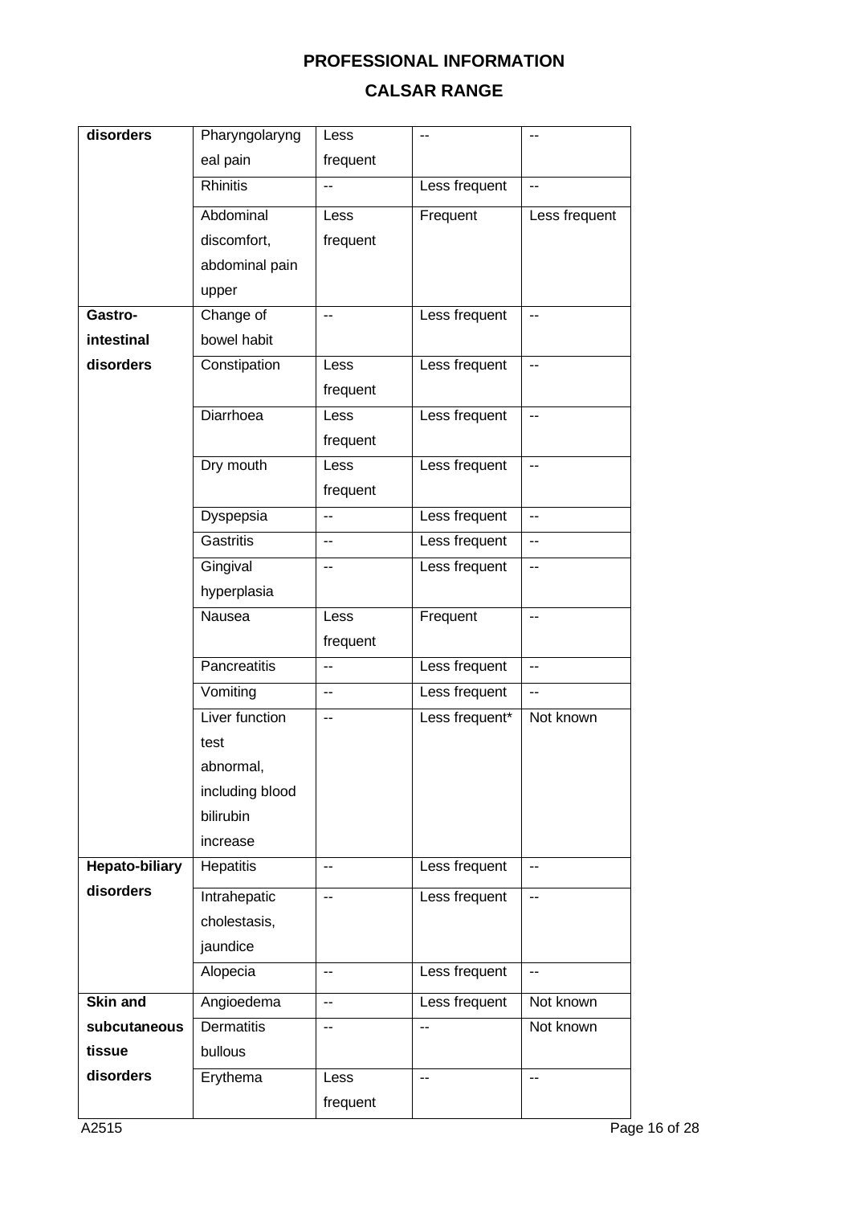| | | | | |
|---|---|---|---|---|
| disorders | Pharyngolaryngeal pain | Less frequent | -- | -- |
| | Rhinitis | -- | Less frequent | -- |
| | Abdominal discomfort, abdominal pain upper | Less frequent | Frequent | Less frequent |
| **Gastro-intestinal disorders** | Change of bowel habit | -- | Less frequent | -- |
| | Constipation | Less frequent | Less frequent | -- |
| | Diarrhoea | Less frequent | Less frequent | -- |
| | Dry mouth | Less frequent | Less frequent | -- |
| | Dyspepsia | -- | Less frequent | -- |
| | Gastritis | -- | Less frequent | -- |
| | Gingival hyperplasia | -- | Less frequent | -- |
| | Nausea | Less frequent | Frequent | -- |
| | Pancreatitis | -- | Less frequent | -- |
| | Vomiting | -- | Less frequent | -- |
| | Liver function test abnormal, including blood bilirubin increase | -- | Less frequent* | Not known |
| **Hepato-biliary disorders** | Hepatitis | -- | Less frequent | -- |
| | Intrahepatic cholestasis, jaundice | -- | Less frequent | -- |
| | Alopecia | -- | Less frequent | -- |
| **Skin and subcutaneous tissue disorders** | Angioedema | -- | Less frequent | Not known |
| | Dermatitis bullous | -- | -- | Not known |
| | Erythema | Less frequent | -- | -- |

A2515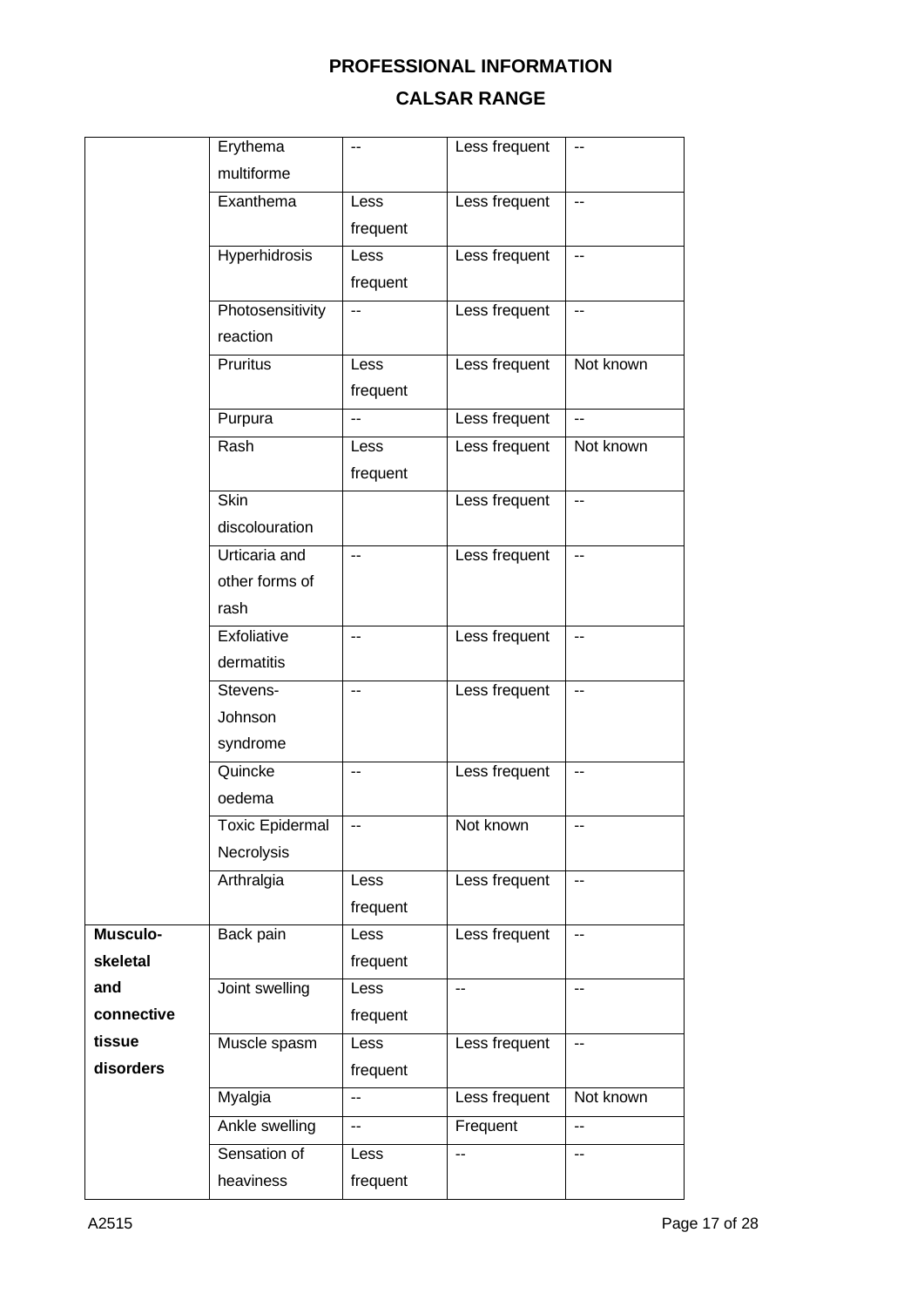# PROFESSIONAL INFORMATION

## CALSAR RANGE

| | | | | |
|---|---|---|---|---|
| | Erythema multiforme | -- | Less frequent | -- |
| | Exanthema | Less frequent | Less frequent | -- |
| | Hyperhidrosis | Less frequent | Less frequent | -- |
| | Photosensitivity reaction | -- | Less frequent | -- |
| | Pruritus | Less frequent | Less frequent | Not known |
| | Purpura | -- | Less frequent | -- |
| | Rash | Less frequent | Less frequent | Not known |
| | Skin discolouration | | Less frequent | -- |
| | Urticaria and other forms of rash | -- | Less frequent | -- |
| | Exfoliative dermatitis | -- | Less frequent | -- |
| | Stevens-Johnson syndrome | -- | Less frequent | -- |
| | Quincke oedema | -- | Less frequent | -- |
| | Toxic Epidermal Necrolysis | -- | Not known | -- |
| | Arthralgia | Less frequent | Less frequent | -- |
| **Musculo-skeletal and connective tissue disorders** | Back pain | Less frequent | Less frequent | -- |
| | Joint swelling | Less frequent | -- | -- |
| | Muscle spasm | Less frequent | Less frequent | -- |
| | Myalgia | -- | Less frequent | Not known |
| | Ankle swelling | -- | Frequent | -- |
| | Sensation of heaviness | Less frequent | -- | -- |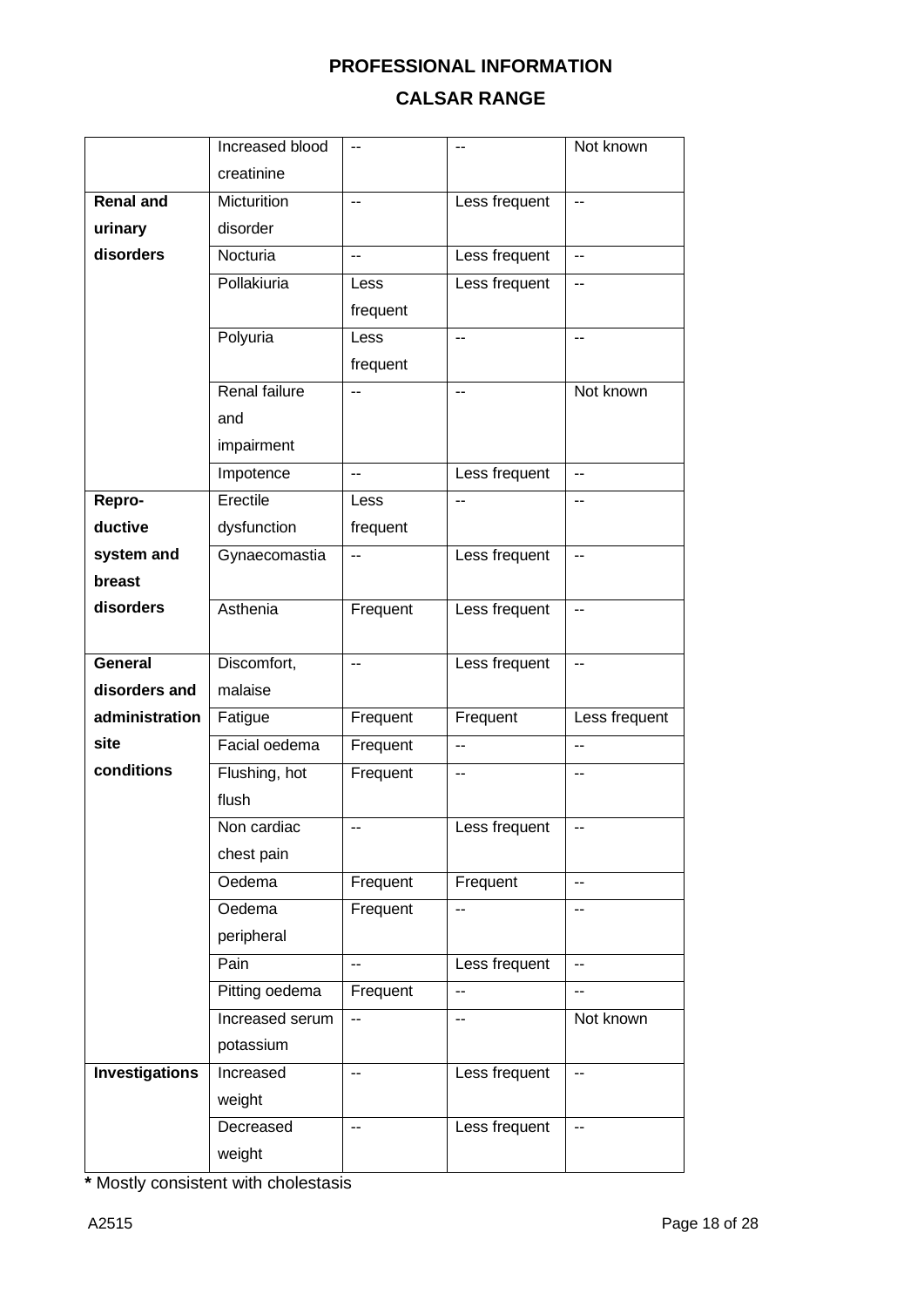| | | | | |
|---|---|---|---|---|
| | Increased blood creatinine | -- | -- | Not known |
| **Renal and urinary disorders** | Micturition disorder | -- | Less frequent | -- |
| | Nocturia | -- | Less frequent | -- |
| | Pollakiuria | Less frequent | Less frequent | -- |
| | Polyuria | Less frequent | -- | -- |
| | Renal failure and impairment | -- | -- | Not known |
| | Impotence | -- | Less frequent | -- |
| **Repro-ductive system and breast disorders** | Erectile dysfunction | Less frequent | -- | -- |
| | Gynaecomastia | -- | Less frequent | -- |
| | Asthenia | Frequent | Less frequent | -- |
| **General disorders and administration site conditions** | Discomfort, malaise | -- | Less frequent | -- |
| | Fatigue | Frequent | Frequent | Less frequent |
| | Facial oedema | Frequent | -- | -- |
| | Flushing, hot flush | Frequent | -- | -- |
| | Non cardiac chest pain | -- | Less frequent | -- |
| | Oedema | Frequent | Frequent | -- |
| | Oedema peripheral | Frequent | -- | -- |
| | Pain | -- | Less frequent | -- |
| | Pitting oedema | Frequent | -- | -- |
| | Increased serum potassium | -- | -- | Not known |
| **Investigations** | Increased weight | -- | Less frequent | -- |
| | Decreased weight | -- | Less frequent | -- |

**\*** Mostly consistent with cholestasis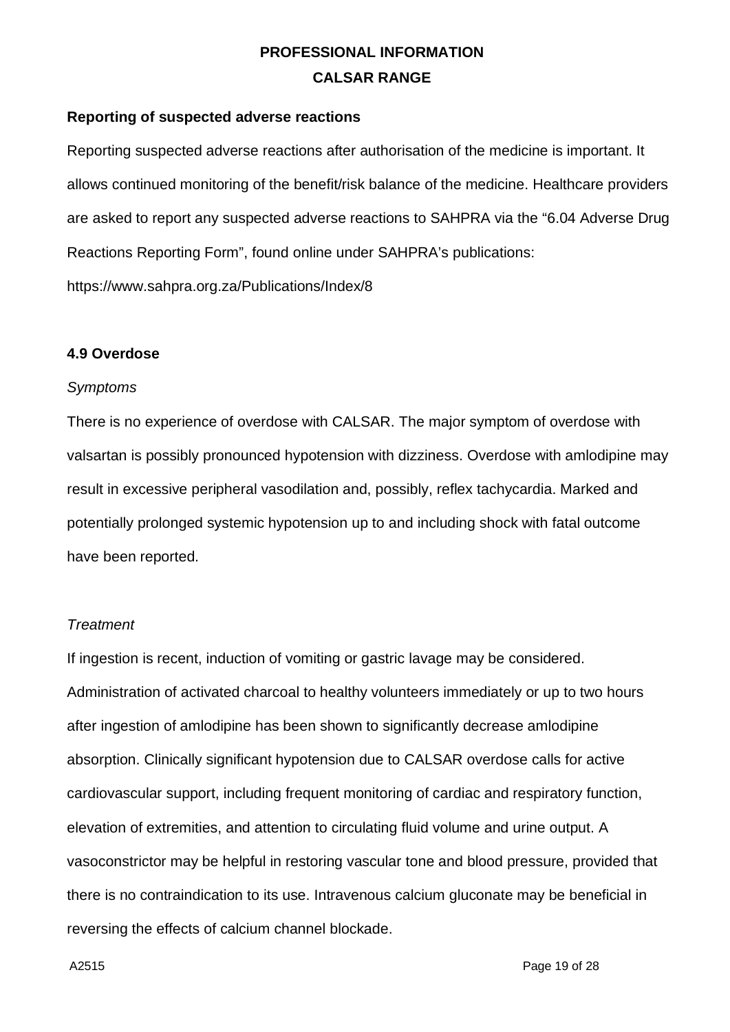**Reporting of suspected adverse reactions**

Reporting suspected adverse reactions after authorisation of the medicine is important. It allows continued monitoring of the benefit/risk balance of the medicine. Healthcare providers are asked to report any suspected adverse reactions to SAHPRA via the "6.04 Adverse Drug Reactions Reporting Form", found online under SAHPRA's publications: https://www.sahpra.org.za/Publications/Index/8

**4.9 Overdose**

*Symptoms*

There is no experience of overdose with CALSAR. The major symptom of overdose with valsartan is possibly pronounced hypotension with dizziness. Overdose with amlodipine may result in excessive peripheral vasodilation and, possibly, reflex tachycardia. Marked and potentially prolonged systemic hypotension up to and including shock with fatal outcome have been reported.

*Treatment*

If ingestion is recent, induction of vomiting or gastric lavage may be considered. Administration of activated charcoal to healthy volunteers immediately or up to two hours after ingestion of amlodipine has been shown to significantly decrease amlodipine absorption. Clinically significant hypotension due to CALSAR overdose calls for active cardiovascular support, including frequent monitoring of cardiac and respiratory function, elevation of extremities, and attention to circulating fluid volume and urine output. A vasoconstrictor may be helpful in restoring vascular tone and blood pressure, provided that there is no contraindication to its use. Intravenous calcium gluconate may be beneficial in reversing the effects of calcium channel blockade.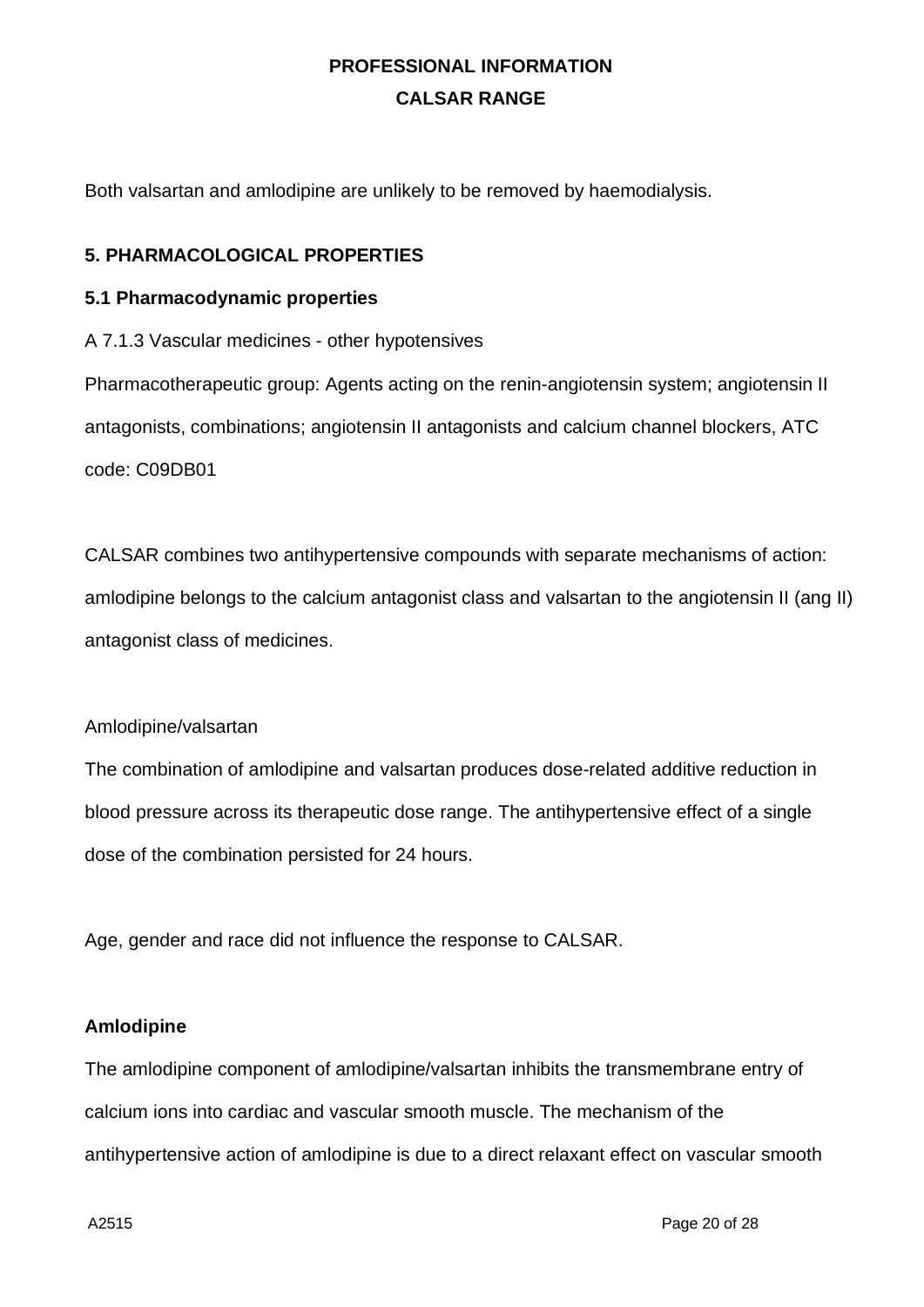Both valsartan and amlodipine are unlikely to be removed by haemodialysis.

## 5. PHARMACOLOGICAL PROPERTIES

### 5.1 Pharmacodynamic properties

A 7.1.3 Vascular medicines - other hypotensives

Pharmacotherapeutic group: Agents acting on the renin-angiotensin system; angiotensin II antagonists, combinations; angiotensin II antagonists and calcium channel blockers, ATC code: C09DB01

CALSAR combines two antihypertensive compounds with separate mechanisms of action: amlodipine belongs to the calcium antagonist class and valsartan to the angiotensin II (ang II) antagonist class of medicines.

Amlodipine/valsartan

The combination of amlodipine and valsartan produces dose-related additive reduction in blood pressure across its therapeutic dose range. The antihypertensive effect of a single dose of the combination persisted for 24 hours.

Age, gender and race did not influence the response to CALSAR.

**Amlodipine**

The amlodipine component of amlodipine/valsartan inhibits the transmembrane entry of calcium ions into cardiac and vascular smooth muscle. The mechanism of the antihypertensive action of amlodipine is due to a direct relaxant effect on vascular smooth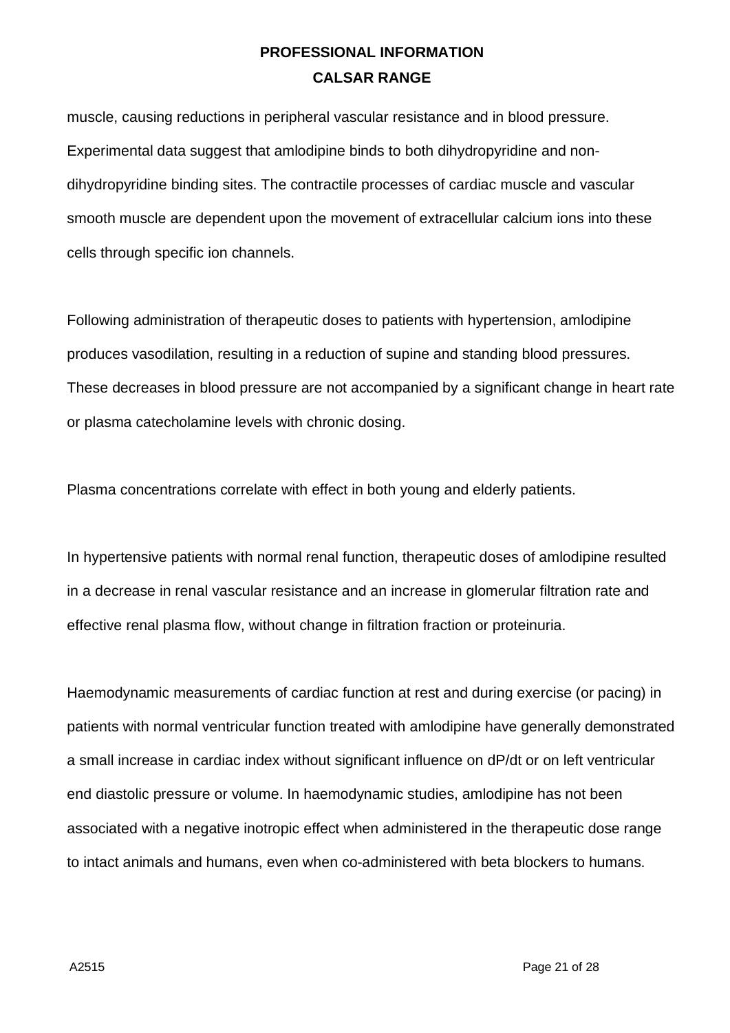muscle, causing reductions in peripheral vascular resistance and in blood pressure. Experimental data suggest that amlodipine binds to both dihydropyridine and non-dihydropyridine binding sites. The contractile processes of cardiac muscle and vascular smooth muscle are dependent upon the movement of extracellular calcium ions into these cells through specific ion channels.

Following administration of therapeutic doses to patients with hypertension, amlodipine produces vasodilation, resulting in a reduction of supine and standing blood pressures. These decreases in blood pressure are not accompanied by a significant change in heart rate or plasma catecholamine levels with chronic dosing.

Plasma concentrations correlate with effect in both young and elderly patients.

In hypertensive patients with normal renal function, therapeutic doses of amlodipine resulted in a decrease in renal vascular resistance and an increase in glomerular filtration rate and effective renal plasma flow, without change in filtration fraction or proteinuria.

Haemodynamic measurements of cardiac function at rest and during exercise (or pacing) in patients with normal ventricular function treated with amlodipine have generally demonstrated a small increase in cardiac index without significant influence on dP/dt or on left ventricular end diastolic pressure or volume. In haemodynamic studies, amlodipine has not been associated with a negative inotropic effect when administered in the therapeutic dose range to intact animals and humans, even when co-administered with beta blockers to humans.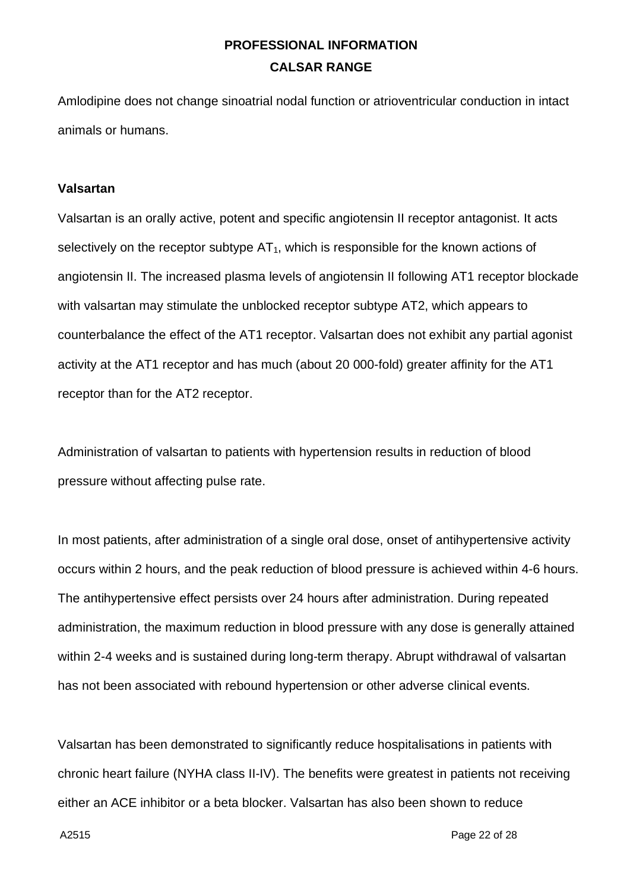Amlodipine does not change sinoatrial nodal function or atrioventricular conduction in intact animals or humans.

**Valsartan**

Valsartan is an orally active, potent and specific angiotensin II receptor antagonist. It acts selectively on the receptor subtype $AT_1$, which is responsible for the known actions of angiotensin II. The increased plasma levels of angiotensin II following AT1 receptor blockade with valsartan may stimulate the unblocked receptor subtype AT2, which appears to counterbalance the effect of the AT1 receptor. Valsartan does not exhibit any partial agonist activity at the AT1 receptor and has much (about 20 000-fold) greater affinity for the AT1 receptor than for the AT2 receptor.

Administration of valsartan to patients with hypertension results in reduction of blood pressure without affecting pulse rate.

In most patients, after administration of a single oral dose, onset of antihypertensive activity occurs within 2 hours, and the peak reduction of blood pressure is achieved within 4-6 hours. The antihypertensive effect persists over 24 hours after administration. During repeated administration, the maximum reduction in blood pressure with any dose is generally attained within 2-4 weeks and is sustained during long-term therapy. Abrupt withdrawal of valsartan has not been associated with rebound hypertension or other adverse clinical events.

Valsartan has been demonstrated to significantly reduce hospitalisations in patients with chronic heart failure (NYHA class II-IV). The benefits were greatest in patients not receiving either an ACE inhibitor or a beta blocker. Valsartan has also been shown to reduce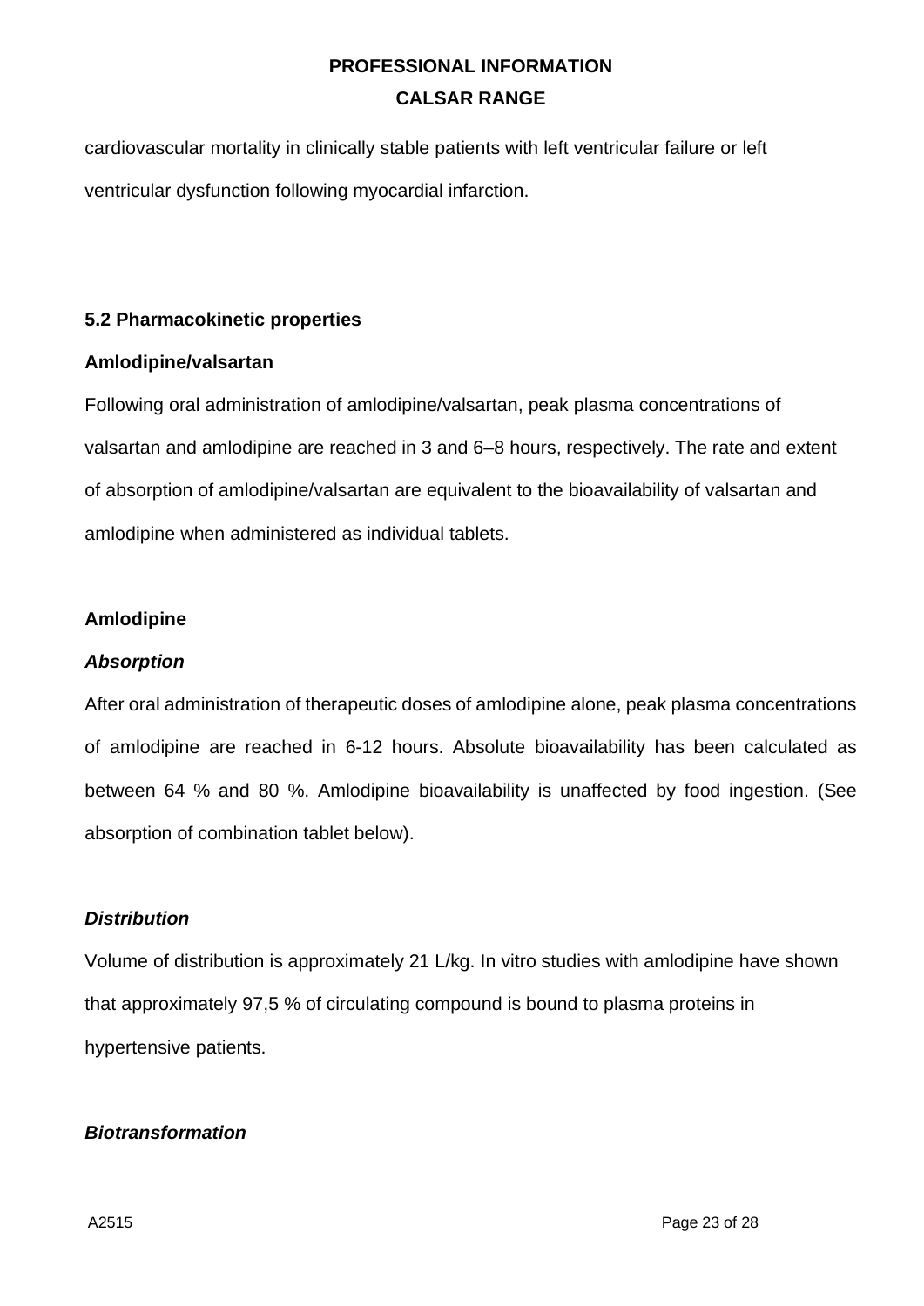cardiovascular mortality in clinically stable patients with left ventricular failure or left ventricular dysfunction following myocardial infarction.

### 5.2 Pharmacokinetic properties

**Amlodipine/valsartan**

Following oral administration of amlodipine/valsartan, peak plasma concentrations of valsartan and amlodipine are reached in 3 and 6–8 hours, respectively. The rate and extent of absorption of amlodipine/valsartan are equivalent to the bioavailability of valsartan and amlodipine when administered as individual tablets.

**Amlodipine**

***Absorption***

After oral administration of therapeutic doses of amlodipine alone, peak plasma concentrations of amlodipine are reached in 6-12 hours. Absolute bioavailability has been calculated as between 64 % and 80 %. Amlodipine bioavailability is unaffected by food ingestion. (See absorption of combination tablet below).

***Distribution***

Volume of distribution is approximately 21 L/kg. In vitro studies with amlodipine have shown that approximately 97,5 % of circulating compound is bound to plasma proteins in hypertensive patients.

***Biotransformation***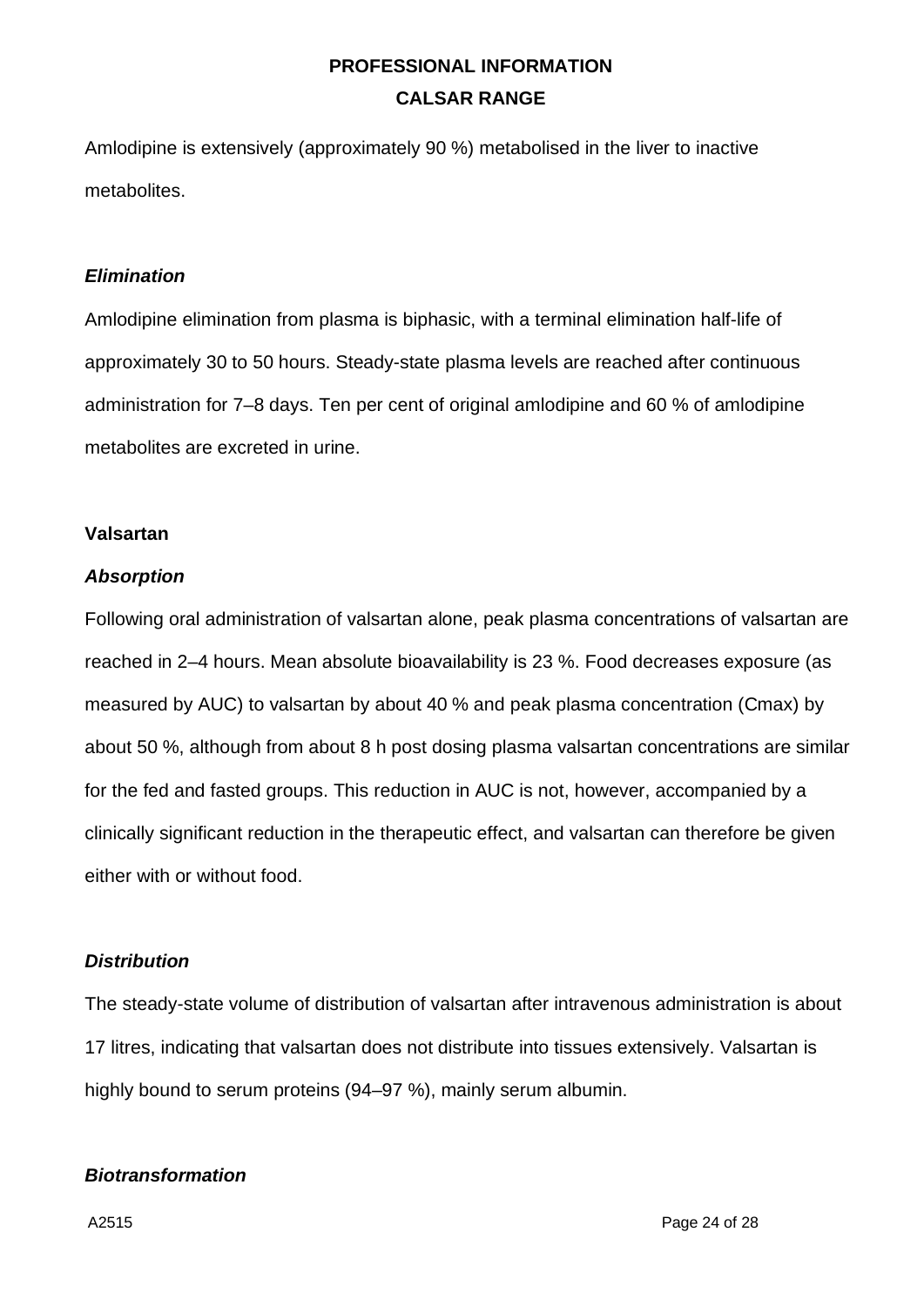Amlodipine is extensively (approximately 90 %) metabolised in the liver to inactive metabolites.

***Elimination***

Amlodipine elimination from plasma is biphasic, with a terminal elimination half-life of approximately 30 to 50 hours. Steady-state plasma levels are reached after continuous administration for 7–8 days. Ten per cent of original amlodipine and 60 % of amlodipine metabolites are excreted in urine.

**Valsartan**

***Absorption***

Following oral administration of valsartan alone, peak plasma concentrations of valsartan are reached in 2–4 hours. Mean absolute bioavailability is 23 %. Food decreases exposure (as measured by AUC) to valsartan by about 40 % and peak plasma concentration (Cmax) by about 50 %, although from about 8 h post dosing plasma valsartan concentrations are similar for the fed and fasted groups. This reduction in AUC is not, however, accompanied by a clinically significant reduction in the therapeutic effect, and valsartan can therefore be given either with or without food.

***Distribution***

The steady-state volume of distribution of valsartan after intravenous administration is about 17 litres, indicating that valsartan does not distribute into tissues extensively. Valsartan is highly bound to serum proteins (94–97 %), mainly serum albumin.

***Biotransformation***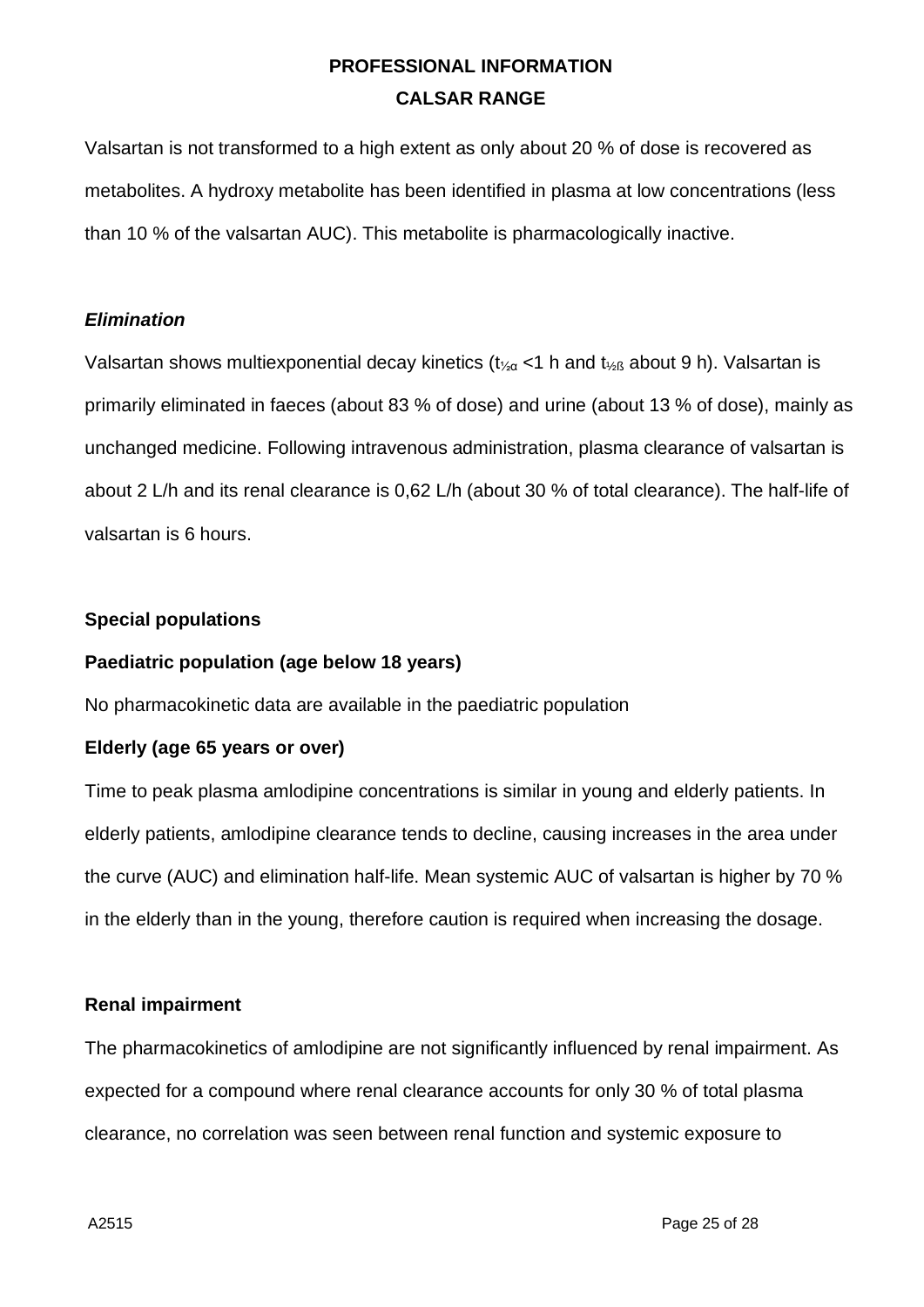Valsartan is not transformed to a high extent as only about 20 % of dose is recovered as metabolites. A hydroxy metabolite has been identified in plasma at low concentrations (less than 10 % of the valsartan AUC). This metabolite is pharmacologically inactive.

***Elimination***

Valsartan shows multiexponential decay kinetics ($t_{½α}$ <1 h and $t_{½ß}$ about 9 h). Valsartan is primarily eliminated in faeces (about 83 % of dose) and urine (about 13 % of dose), mainly as unchanged medicine. Following intravenous administration, plasma clearance of valsartan is about 2 L/h and its renal clearance is 0,62 L/h (about 30 % of total clearance). The half-life of valsartan is 6 hours.

**Special populations**

**Paediatric population (age below 18 years)**

No pharmacokinetic data are available in the paediatric population

**Elderly (age 65 years or over)**

Time to peak plasma amlodipine concentrations is similar in young and elderly patients. In elderly patients, amlodipine clearance tends to decline, causing increases in the area under the curve (AUC) and elimination half-life. Mean systemic AUC of valsartan is higher by 70 % in the elderly than in the young, therefore caution is required when increasing the dosage.

**Renal impairment**

The pharmacokinetics of amlodipine are not significantly influenced by renal impairment. As expected for a compound where renal clearance accounts for only 30 % of total plasma clearance, no correlation was seen between renal function and systemic exposure to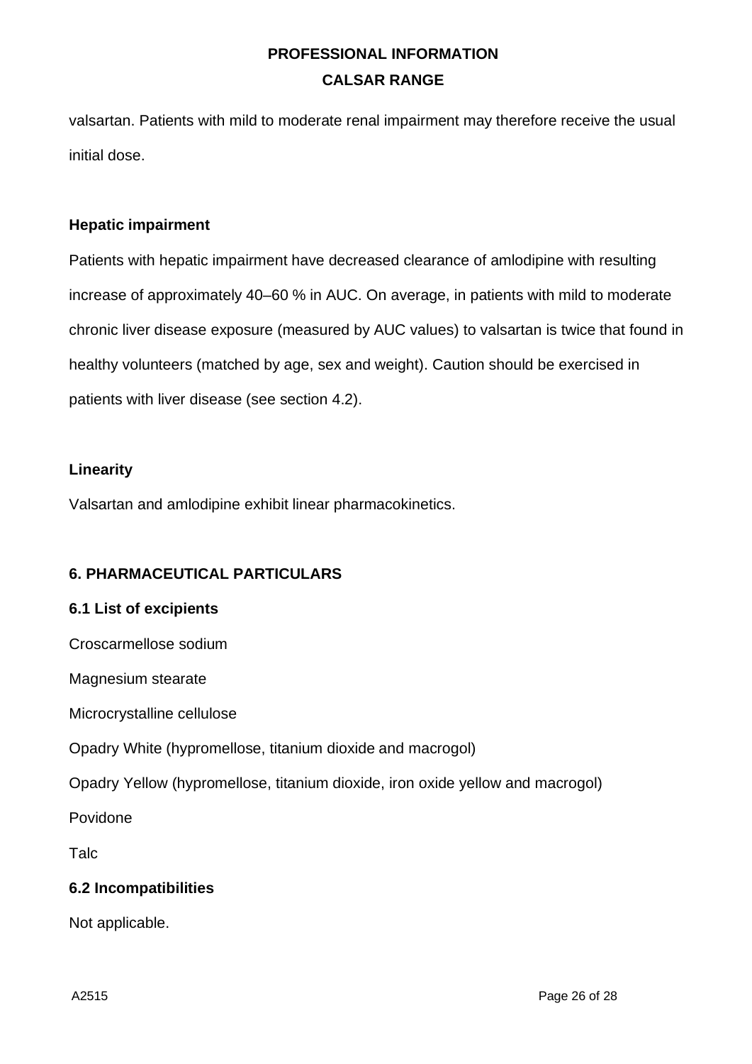valsartan. Patients with mild to moderate renal impairment may therefore receive the usual initial dose.

### Hepatic impairment

Patients with hepatic impairment have decreased clearance of amlodipine with resulting increase of approximately 40–60 % in AUC. On average, in patients with mild to moderate chronic liver disease exposure (measured by AUC values) to valsartan is twice that found in healthy volunteers (matched by age, sex and weight). Caution should be exercised in patients with liver disease (see section 4.2).

### Linearity

Valsartan and amlodipine exhibit linear pharmacokinetics.

## 6. PHARMACEUTICAL PARTICULARS

### 6.1 List of excipients

Croscarmellose sodium

Magnesium stearate

Microcrystalline cellulose

Opadry White (hypromellose, titanium dioxide and macrogol)

Opadry Yellow (hypromellose, titanium dioxide, iron oxide yellow and macrogol)

Povidone

Talc

### 6.2 Incompatibilities

Not applicable.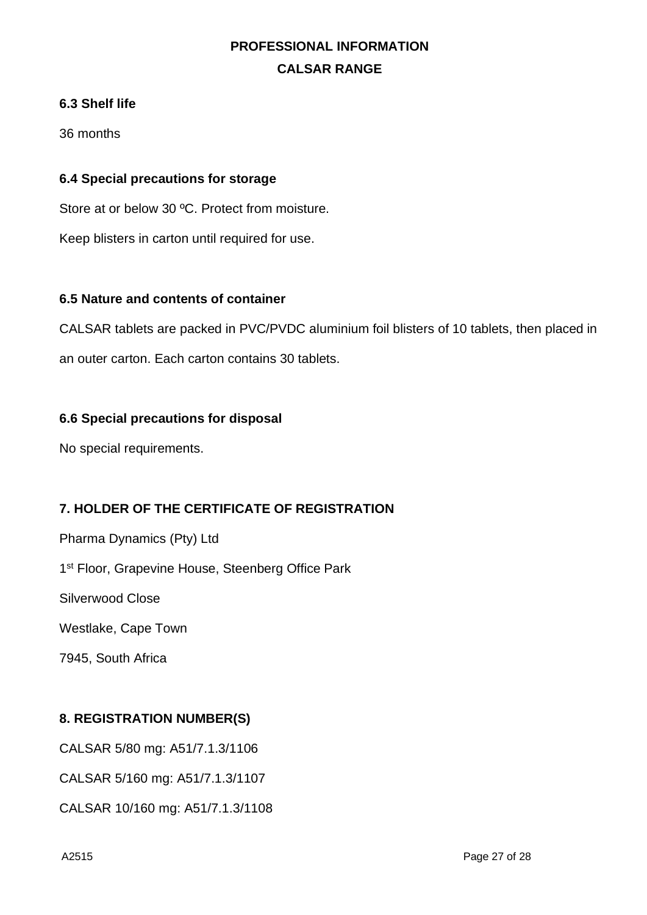### 6.3 Shelf life

36 months

### 6.4 Special precautions for storage

Store at or below 30 ºC. Protect from moisture.

Keep blisters in carton until required for use.

### 6.5 Nature and contents of container

CALSAR tablets are packed in PVC/PVDC aluminium foil blisters of 10 tablets, then placed in an outer carton. Each carton contains 30 tablets.

### 6.6 Special precautions for disposal

No special requirements.

## 7. HOLDER OF THE CERTIFICATE OF REGISTRATION

Pharma Dynamics (Pty) Ltd

1st Floor, Grapevine House, Steenberg Office Park

Silverwood Close

Westlake, Cape Town

7945, South Africa

## 8. REGISTRATION NUMBER(S)

CALSAR 5/80 mg: A51/7.1.3/1106

CALSAR 5/160 mg: A51/7.1.3/1107

CALSAR 10/160 mg: A51/7.1.3/1108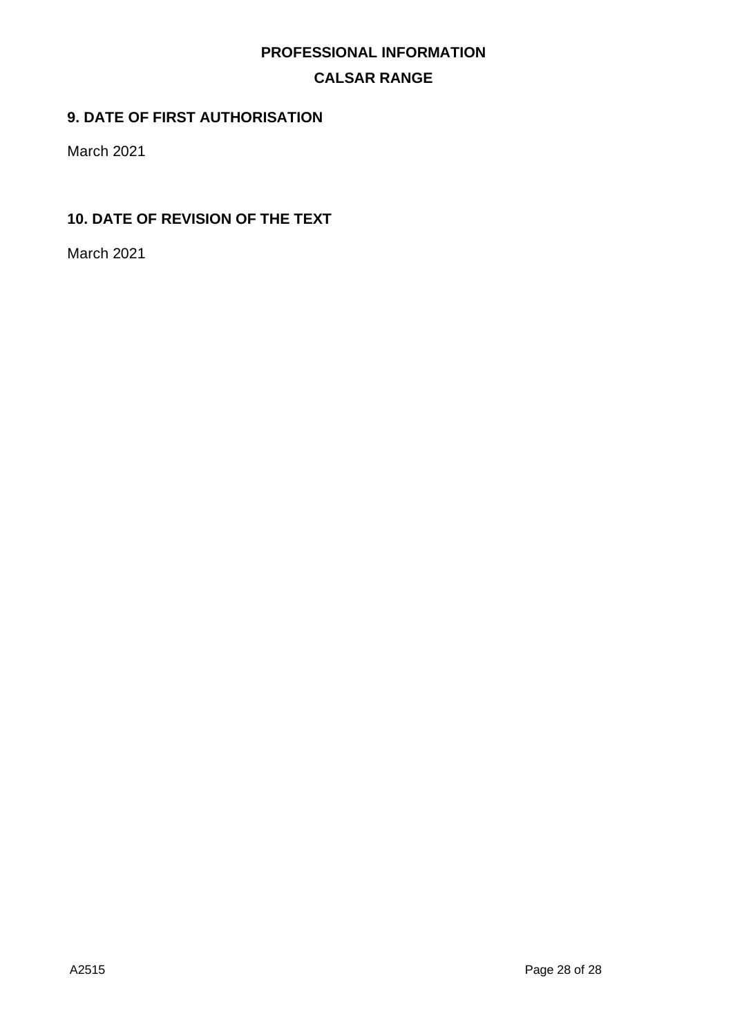## 9. DATE OF FIRST AUTHORISATION

March 2021

## 10. DATE OF REVISION OF THE TEXT

March 2021